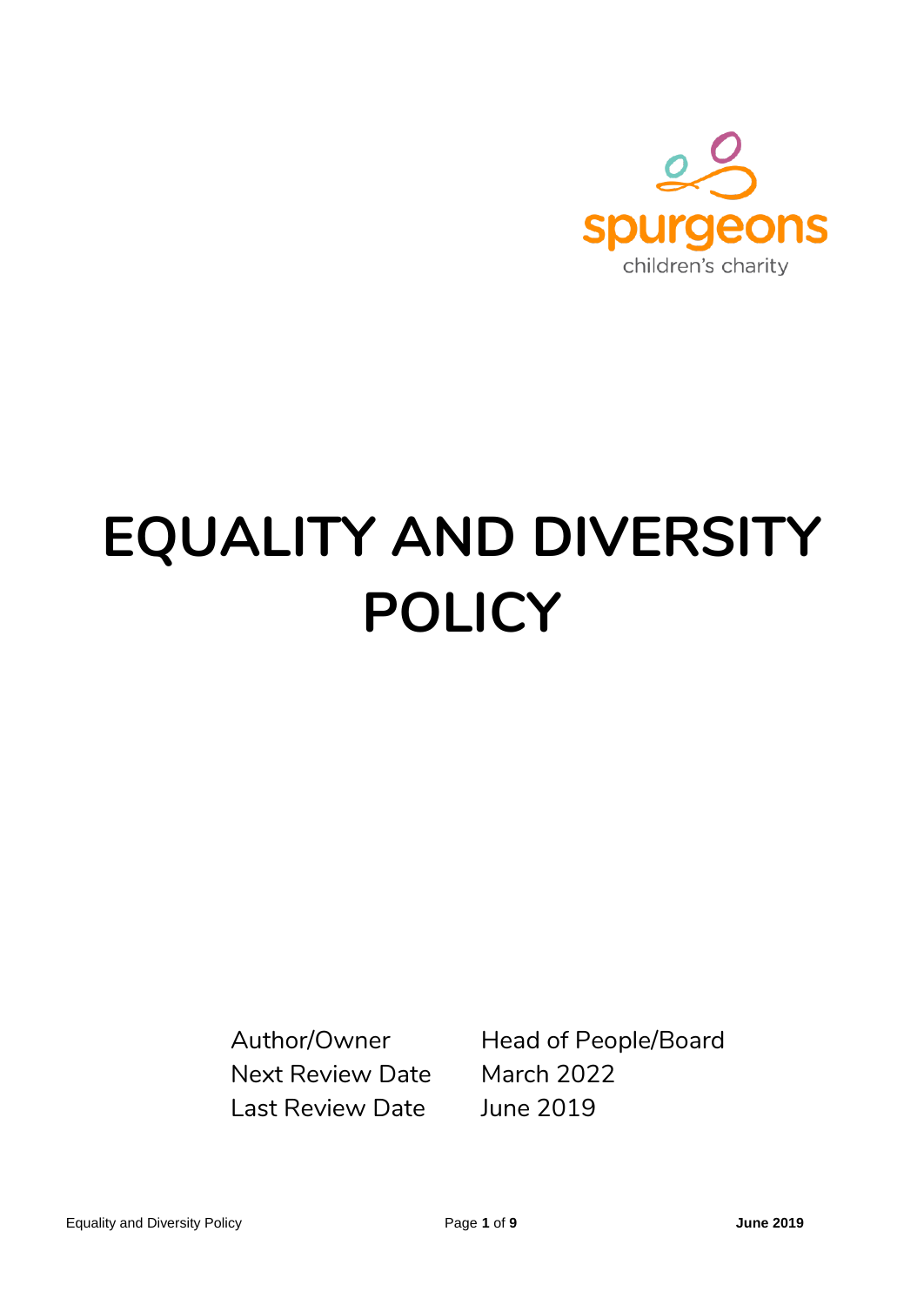spurgeons

children's charity

# EQUALITY AND DIVERSITY POLICY

| | |
|---|---|
| Author/Owner | Head of People/Board |
| Next Review Date | March 2022 |
| Last Review Date | June 2019 |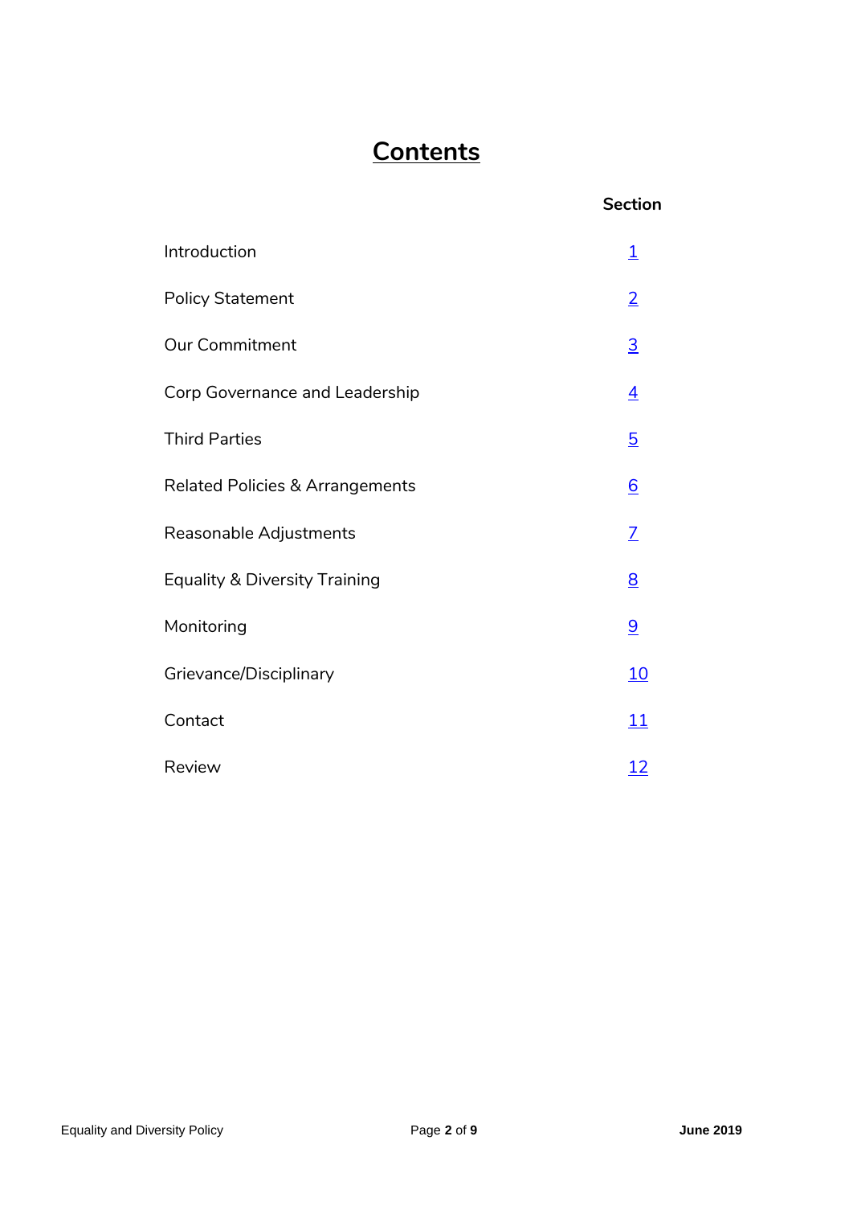# Contents

| | Section |
|---|---|
| Introduction | 1 |
| Policy Statement | 2 |
| Our Commitment | 3 |
| Corp Governance and Leadership | 4 |
| Third Parties | 5 |
| Related Policies & Arrangements | 6 |
| Reasonable Adjustments | 7 |
| Equality & Diversity Training | 8 |
| Monitoring | 9 |
| Grievance/Disciplinary | 10 |
| Contact | 11 |
| Review | 12 |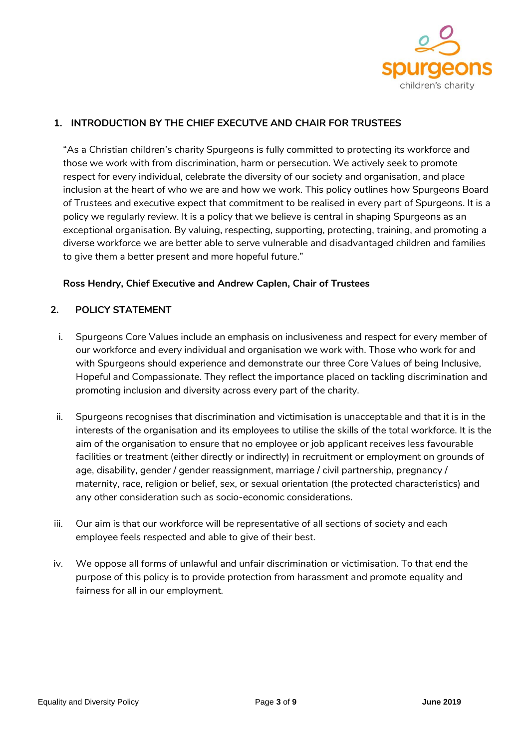## 1. INTRODUCTION BY THE CHIEF EXECUTVE AND CHAIR FOR TRUSTEES

"As a Christian children's charity Spurgeons is fully committed to protecting its workforce and those we work with from discrimination, harm or persecution. We actively seek to promote respect for every individual, celebrate the diversity of our society and organisation, and place inclusion at the heart of who we are and how we work. This policy outlines how Spurgeons Board of Trustees and executive expect that commitment to be realised in every part of Spurgeons. It is a policy we regularly review. It is a policy that we believe is central in shaping Spurgeons as an exceptional organisation. By valuing, respecting, supporting, protecting, training, and promoting a diverse workforce we are better able to serve vulnerable and disadvantaged children and families to give them a better present and more hopeful future."

**Ross Hendry, Chief Executive and Andrew Caplen, Chair of Trustees**

## 2. POLICY STATEMENT

i. Spurgeons Core Values include an emphasis on inclusiveness and respect for every member of our workforce and every individual and organisation we work with. Those who work for and with Spurgeons should experience and demonstrate our three Core Values of being Inclusive, Hopeful and Compassionate. They reflect the importance placed on tackling discrimination and promoting inclusion and diversity across every part of the charity.

ii. Spurgeons recognises that discrimination and victimisation is unacceptable and that it is in the interests of the organisation and its employees to utilise the skills of the total workforce. It is the aim of the organisation to ensure that no employee or job applicant receives less favourable facilities or treatment (either directly or indirectly) in recruitment or employment on grounds of age, disability, gender / gender reassignment, marriage / civil partnership, pregnancy / maternity, race, religion or belief, sex, or sexual orientation (the protected characteristics) and any other consideration such as socio-economic considerations.

iii. Our aim is that our workforce will be representative of all sections of society and each employee feels respected and able to give of their best.

iv. We oppose all forms of unlawful and unfair discrimination or victimisation. To that end the purpose of this policy is to provide protection from harassment and promote equality and fairness for all in our employment.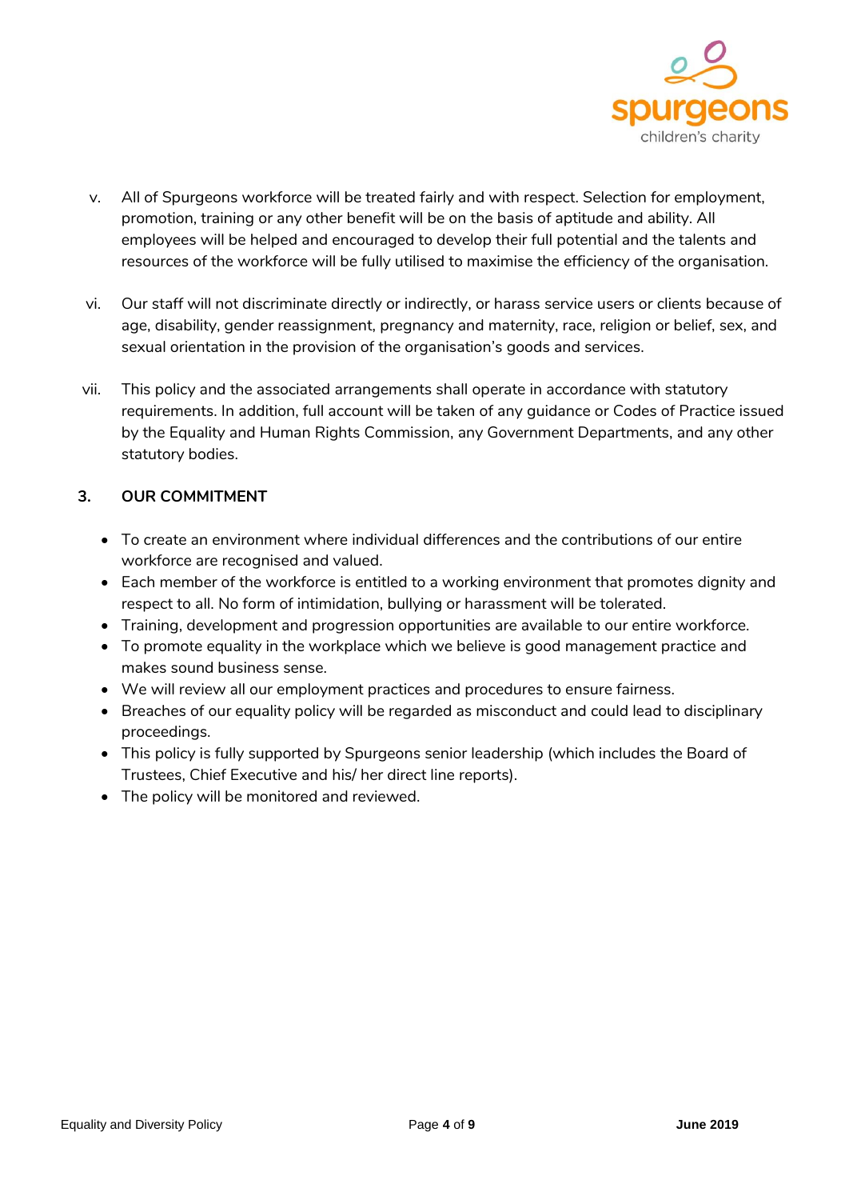v. All of Spurgeons workforce will be treated fairly and with respect. Selection for employment, promotion, training or any other benefit will be on the basis of aptitude and ability. All employees will be helped and encouraged to develop their full potential and the talents and resources of the workforce will be fully utilised to maximise the efficiency of the organisation.

vi. Our staff will not discriminate directly or indirectly, or harass service users or clients because of age, disability, gender reassignment, pregnancy and maternity, race, religion or belief, sex, and sexual orientation in the provision of the organisation's goods and services.

vii. This policy and the associated arrangements shall operate in accordance with statutory requirements. In addition, full account will be taken of any guidance or Codes of Practice issued by the Equality and Human Rights Commission, any Government Departments, and any other statutory bodies.

## 3. OUR COMMITMENT

- To create an environment where individual differences and the contributions of our entire workforce are recognised and valued.
- Each member of the workforce is entitled to a working environment that promotes dignity and respect to all. No form of intimidation, bullying or harassment will be tolerated.
- Training, development and progression opportunities are available to our entire workforce.
- To promote equality in the workplace which we believe is good management practice and makes sound business sense.
- We will review all our employment practices and procedures to ensure fairness.
- Breaches of our equality policy will be regarded as misconduct and could lead to disciplinary proceedings.
- This policy is fully supported by Spurgeons senior leadership (which includes the Board of Trustees, Chief Executive and his/ her direct line reports).
- The policy will be monitored and reviewed.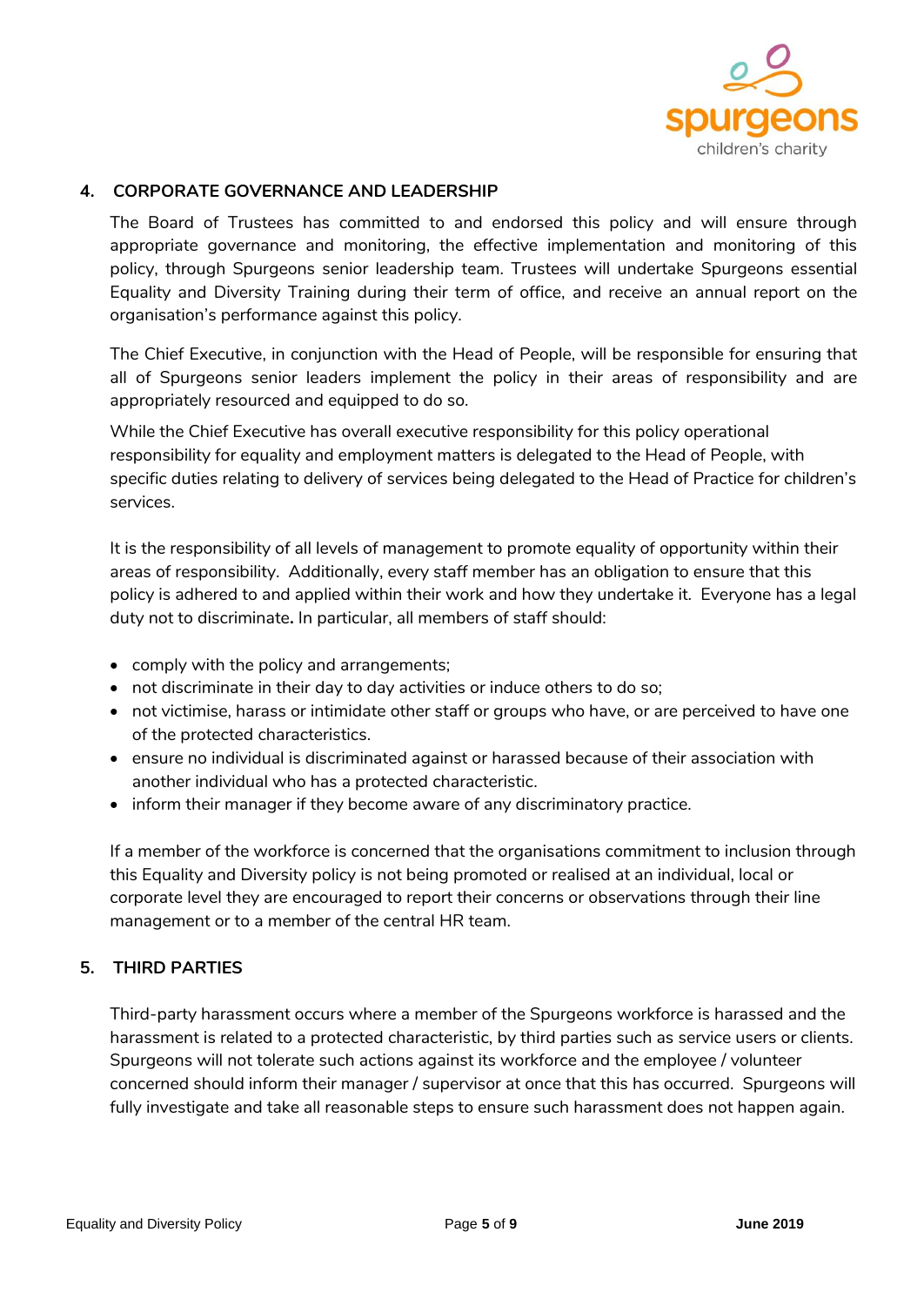## 4. CORPORATE GOVERNANCE AND LEADERSHIP

The Board of Trustees has committed to and endorsed this policy and will ensure through appropriate governance and monitoring, the effective implementation and monitoring of this policy, through Spurgeons senior leadership team. Trustees will undertake Spurgeons essential Equality and Diversity Training during their term of office, and receive an annual report on the organisation's performance against this policy.

The Chief Executive, in conjunction with the Head of People, will be responsible for ensuring that all of Spurgeons senior leaders implement the policy in their areas of responsibility and are appropriately resourced and equipped to do so.

While the Chief Executive has overall executive responsibility for this policy operational responsibility for equality and employment matters is delegated to the Head of People, with specific duties relating to delivery of services being delegated to the Head of Practice for children's services.

It is the responsibility of all levels of management to promote equality of opportunity within their areas of responsibility. Additionally, every staff member has an obligation to ensure that this policy is adhered to and applied within their work and how they undertake it. Everyone has a legal duty not to discriminate**.** In particular, all members of staff should:

- comply with the policy and arrangements;
- not discriminate in their day to day activities or induce others to do so;
- not victimise, harass or intimidate other staff or groups who have, or are perceived to have one of the protected characteristics.
- ensure no individual is discriminated against or harassed because of their association with another individual who has a protected characteristic.
- inform their manager if they become aware of any discriminatory practice.

If a member of the workforce is concerned that the organisations commitment to inclusion through this Equality and Diversity policy is not being promoted or realised at an individual, local or corporate level they are encouraged to report their concerns or observations through their line management or to a member of the central HR team.

## 5. THIRD PARTIES

Third-party harassment occurs where a member of the Spurgeons workforce is harassed and the harassment is related to a protected characteristic, by third parties such as service users or clients. Spurgeons will not tolerate such actions against its workforce and the employee / volunteer concerned should inform their manager / supervisor at once that this has occurred. Spurgeons will fully investigate and take all reasonable steps to ensure such harassment does not happen again.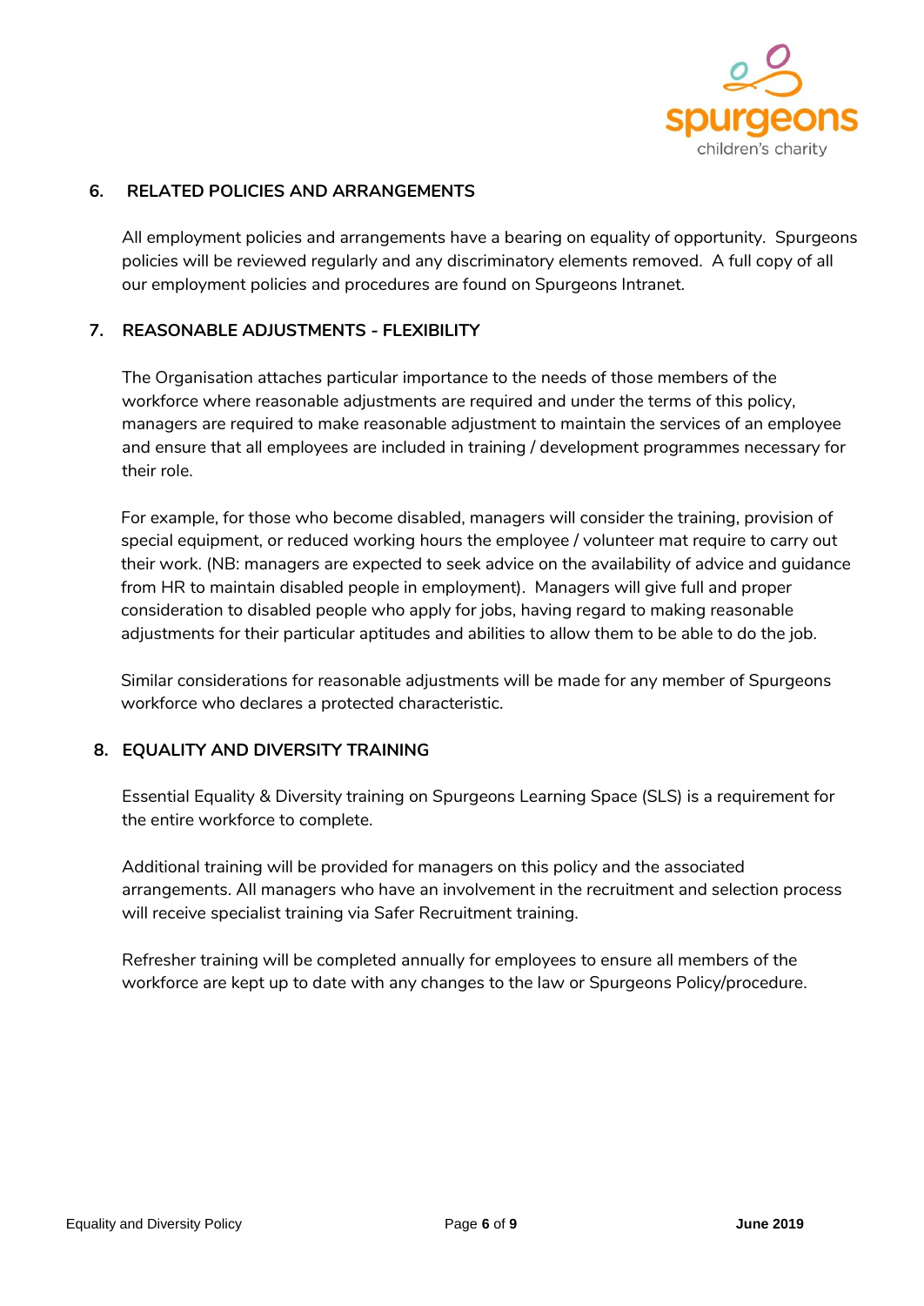## 6. RELATED POLICIES AND ARRANGEMENTS

All employment policies and arrangements have a bearing on equality of opportunity. Spurgeons policies will be reviewed regularly and any discriminatory elements removed. A full copy of all our employment policies and procedures are found on Spurgeons Intranet.

## 7. REASONABLE ADJUSTMENTS - FLEXIBILITY

The Organisation attaches particular importance to the needs of those members of the workforce where reasonable adjustments are required and under the terms of this policy, managers are required to make reasonable adjustment to maintain the services of an employee and ensure that all employees are included in training / development programmes necessary for their role.

For example, for those who become disabled, managers will consider the training, provision of special equipment, or reduced working hours the employee / volunteer mat require to carry out their work. (NB: managers are expected to seek advice on the availability of advice and guidance from HR to maintain disabled people in employment). Managers will give full and proper consideration to disabled people who apply for jobs, having regard to making reasonable adjustments for their particular aptitudes and abilities to allow them to be able to do the job.

Similar considerations for reasonable adjustments will be made for any member of Spurgeons workforce who declares a protected characteristic.

## 8. EQUALITY AND DIVERSITY TRAINING

Essential Equality & Diversity training on Spurgeons Learning Space (SLS) is a requirement for the entire workforce to complete.

Additional training will be provided for managers on this policy and the associated arrangements. All managers who have an involvement in the recruitment and selection process will receive specialist training via Safer Recruitment training.

Refresher training will be completed annually for employees to ensure all members of the workforce are kept up to date with any changes to the law or Spurgeons Policy/procedure.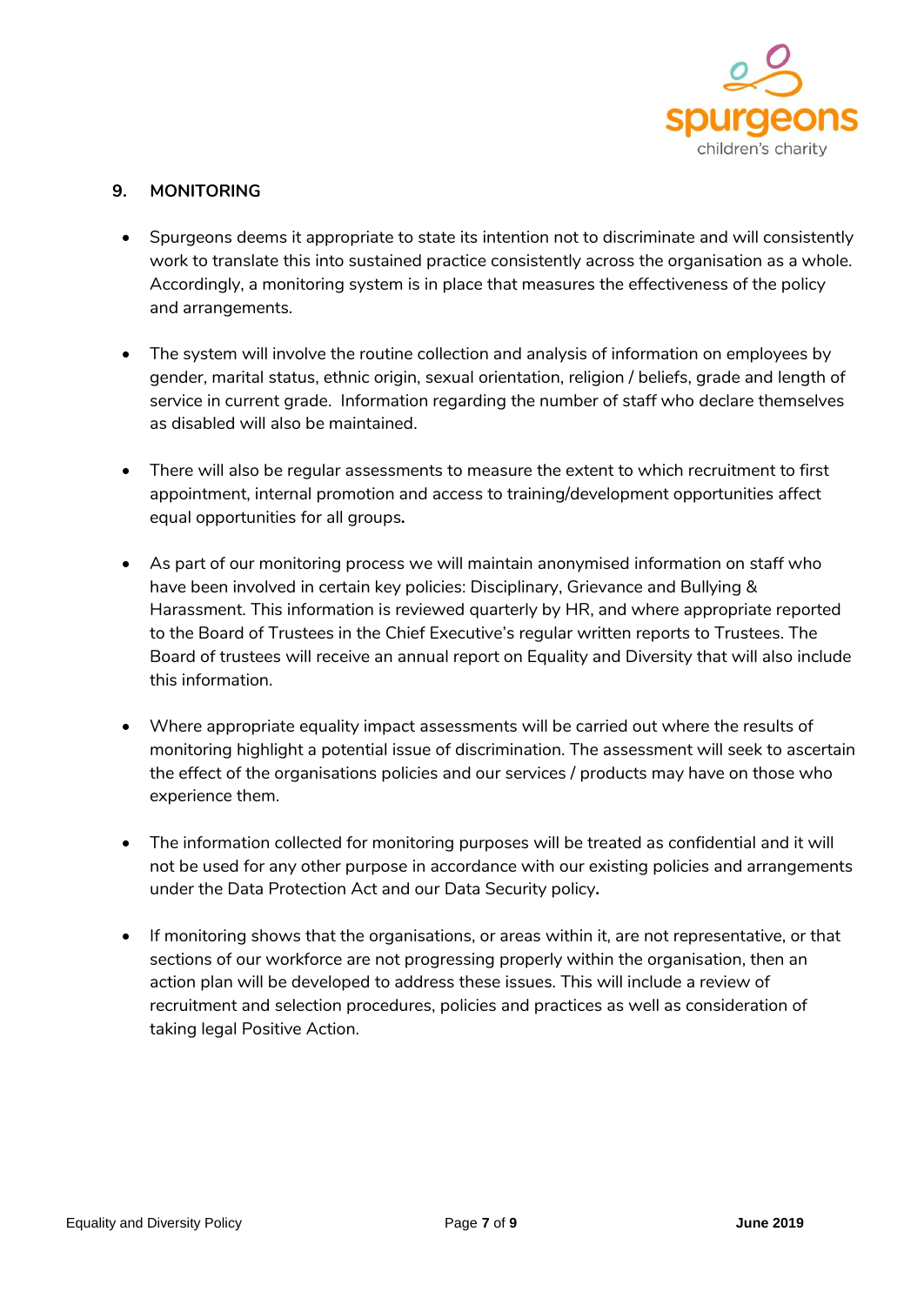## 9. MONITORING

- Spurgeons deems it appropriate to state its intention not to discriminate and will consistently work to translate this into sustained practice consistently across the organisation as a whole. Accordingly, a monitoring system is in place that measures the effectiveness of the policy and arrangements.

- The system will involve the routine collection and analysis of information on employees by gender, marital status, ethnic origin, sexual orientation, religion / beliefs, grade and length of service in current grade. Information regarding the number of staff who declare themselves as disabled will also be maintained.

- There will also be regular assessments to measure the extent to which recruitment to first appointment, internal promotion and access to training/development opportunities affect equal opportunities for all groups.

- As part of our monitoring process we will maintain anonymised information on staff who have been involved in certain key policies: Disciplinary, Grievance and Bullying & Harassment. This information is reviewed quarterly by HR, and where appropriate reported to the Board of Trustees in the Chief Executive's regular written reports to Trustees. The Board of trustees will receive an annual report on Equality and Diversity that will also include this information.

- Where appropriate equality impact assessments will be carried out where the results of monitoring highlight a potential issue of discrimination. The assessment will seek to ascertain the effect of the organisations policies and our services / products may have on those who experience them.

- The information collected for monitoring purposes will be treated as confidential and it will not be used for any other purpose in accordance with our existing policies and arrangements under the Data Protection Act and our Data Security policy.

- If monitoring shows that the organisations, or areas within it, are not representative, or that sections of our workforce are not progressing properly within the organisation, then an action plan will be developed to address these issues. This will include a review of recruitment and selection procedures, policies and practices as well as consideration of taking legal Positive Action.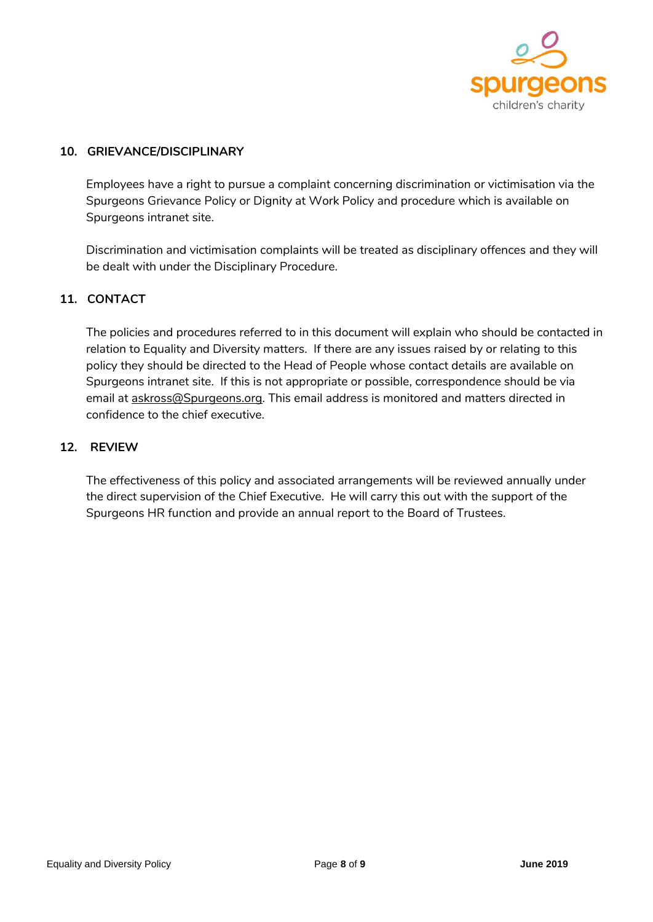## 10. GRIEVANCE/DISCIPLINARY

Employees have a right to pursue a complaint concerning discrimination or victimisation via the Spurgeons Grievance Policy or Dignity at Work Policy and procedure which is available on Spurgeons intranet site.

Discrimination and victimisation complaints will be treated as disciplinary offences and they will be dealt with under the Disciplinary Procedure.

## 11. CONTACT

The policies and procedures referred to in this document will explain who should be contacted in relation to Equality and Diversity matters. If there are any issues raised by or relating to this policy they should be directed to the Head of People whose contact details are available on Spurgeons intranet site. If this is not appropriate or possible, correspondence should be via email at askross@Spurgeons.org. This email address is monitored and matters directed in confidence to the chief executive.

## 12. REVIEW

The effectiveness of this policy and associated arrangements will be reviewed annually under the direct supervision of the Chief Executive. He will carry this out with the support of the Spurgeons HR function and provide an annual report to the Board of Trustees.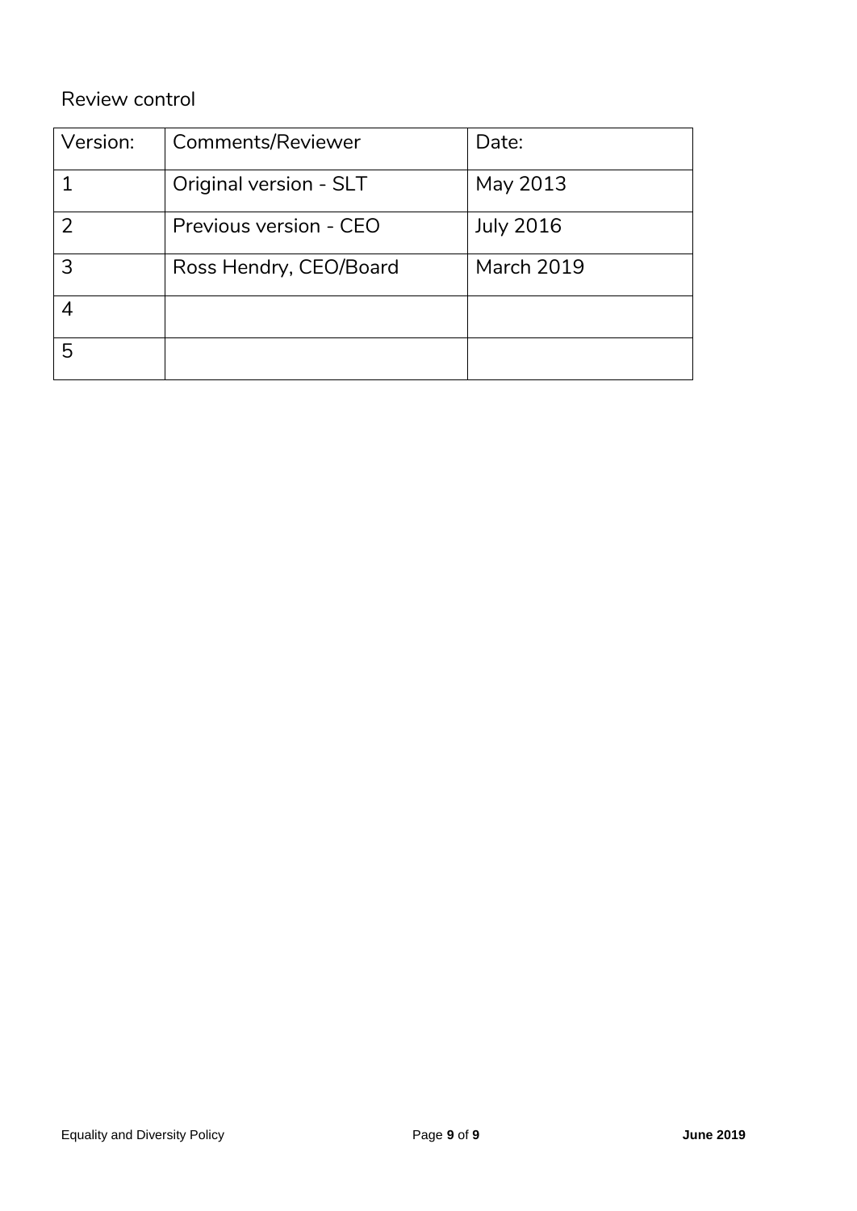Review control

| Version: | Comments/Reviewer | Date: |
|---|---|---|
| 1 | Original version - SLT | May 2013 |
| 2 | Previous version - CEO | July 2016 |
| 3 | Ross Hendry, CEO/Board | March 2019 |
| 4 | | |
| 5 | | |